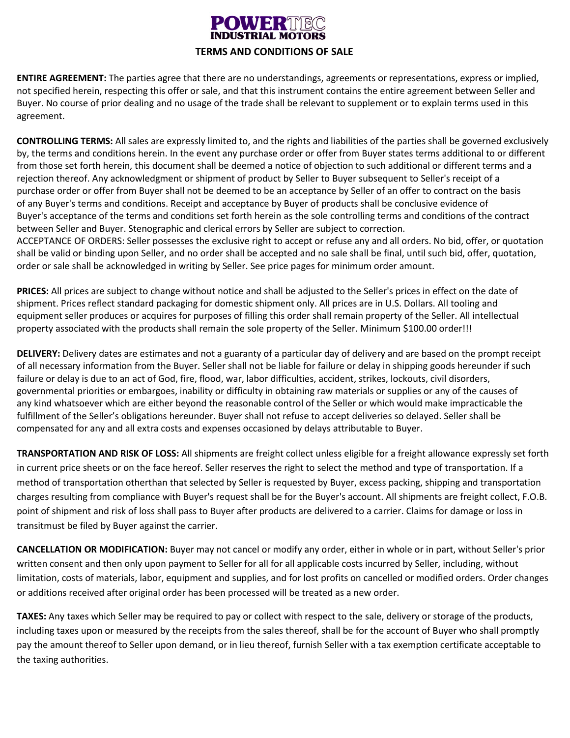# POWERTEC INDUSTRIAL MOTORS

## TERMS AND CONDITIONS OF SALE

**ENTIRE AGREEMENT:** The parties agree that there are no understandings, agreements or representations, express or implied, not specified herein, respecting this offer or sale, and that this instrument contains the entire agreement between Seller and Buyer. No course of prior dealing and no usage of the trade shall be relevant to supplement or to explain terms used in this agreement.

**CONTROLLING TERMS:** All sales are expressly limited to, and the rights and liabilities of the parties shall be governed exclusively by, the terms and conditions herein. In the event any purchase order or offer from Buyer states terms additional to or different from those set forth herein, this document shall be deemed a notice of objection to such additional or different terms and a rejection thereof. Any acknowledgment or shipment of product by Seller to Buyer subsequent to Seller's receipt of a purchase order or offer from Buyer shall not be deemed to be an acceptance by Seller of an offer to contract on the basis of any Buyer's terms and conditions. Receipt and acceptance by Buyer of products shall be conclusive evidence of Buyer's acceptance of the terms and conditions set forth herein as the sole controlling terms and conditions of the contract between Seller and Buyer. Stenographic and clerical errors by Seller are subject to correction.
ACCEPTANCE OF ORDERS: Seller possesses the exclusive right to accept or refuse any and all orders. No bid, offer, or quotation shall be valid or binding upon Seller, and no order shall be accepted and no sale shall be final, until such bid, offer, quotation, order or sale shall be acknowledged in writing by Seller. See price pages for minimum order amount.

**PRICES:** All prices are subject to change without notice and shall be adjusted to the Seller's prices in effect on the date of shipment. Prices reflect standard packaging for domestic shipment only. All prices are in U.S. Dollars. All tooling and equipment seller produces or acquires for purposes of filling this order shall remain property of the Seller. All intellectual property associated with the products shall remain the sole property of the Seller. Minimum $100.00 order!!!

**DELIVERY:** Delivery dates are estimates and not a guaranty of a particular day of delivery and are based on the prompt receipt of all necessary information from the Buyer. Seller shall not be liable for failure or delay in shipping goods hereunder if such failure or delay is due to an act of God, fire, flood, war, labor difficulties, accident, strikes, lockouts, civil disorders, governmental priorities or embargoes, inability or difficulty in obtaining raw materials or supplies or any of the causes of any kind whatsoever which are either beyond the reasonable control of the Seller or which would make impracticable the fulfillment of the Seller's obligations hereunder. Buyer shall not refuse to accept deliveries so delayed. Seller shall be compensated for any and all extra costs and expenses occasioned by delays attributable to Buyer.

**TRANSPORTATION AND RISK OF LOSS:** All shipments are freight collect unless eligible for a freight allowance expressly set forth in current price sheets or on the face hereof. Seller reserves the right to select the method and type of transportation. If a method of transportation otherthan that selected by Seller is requested by Buyer, excess packing, shipping and transportation charges resulting from compliance with Buyer's request shall be for the Buyer's account. All shipments are freight collect, F.O.B. point of shipment and risk of loss shall pass to Buyer after products are delivered to a carrier. Claims for damage or loss in transitmust be filed by Buyer against the carrier.

**CANCELLATION OR MODIFICATION:** Buyer may not cancel or modify any order, either in whole or in part, without Seller's prior written consent and then only upon payment to Seller for all for all applicable costs incurred by Seller, including, without limitation, costs of materials, labor, equipment and supplies, and for lost profits on cancelled or modified orders. Order changes or additions received after original order has been processed will be treated as a new order.

**TAXES:** Any taxes which Seller may be required to pay or collect with respect to the sale, delivery or storage of the products, including taxes upon or measured by the receipts from the sales thereof, shall be for the account of Buyer who shall promptly pay the amount thereof to Seller upon demand, or in lieu thereof, furnish Seller with a tax exemption certificate acceptable to the taxing authorities.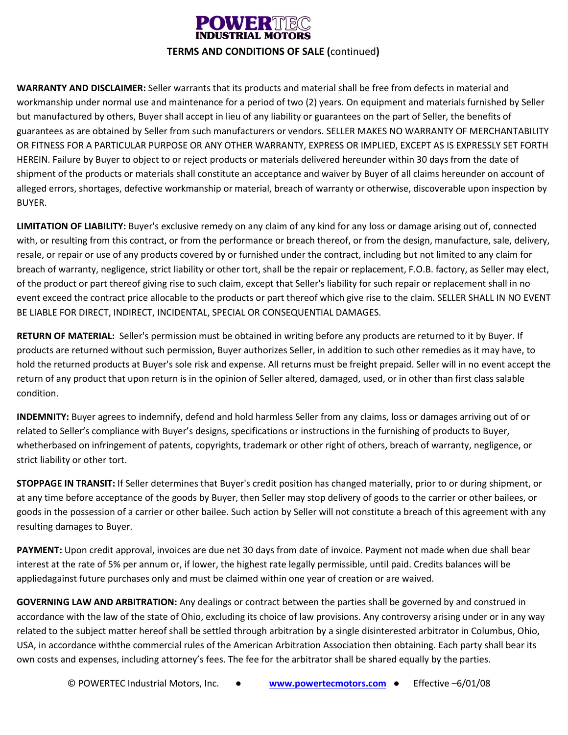# POWERTEC INDUSTRIAL MOTORS

## TERMS AND CONDITIONS OF SALE (continued)

**WARRANTY AND DISCLAIMER:** Seller warrants that its products and material shall be free from defects in material and workmanship under normal use and maintenance for a period of two (2) years. On equipment and materials furnished by Seller but manufactured by others, Buyer shall accept in lieu of any liability or guarantees on the part of Seller, the benefits of guarantees as are obtained by Seller from such manufacturers or vendors. SELLER MAKES NO WARRANTY OF MERCHANTABILITY OR FITNESS FOR A PARTICULAR PURPOSE OR ANY OTHER WARRANTY, EXPRESS OR IMPLIED, EXCEPT AS IS EXPRESSLY SET FORTH HEREIN. Failure by Buyer to object to or reject products or materials delivered hereunder within 30 days from the date of shipment of the products or materials shall constitute an acceptance and waiver by Buyer of all claims hereunder on account of alleged errors, shortages, defective workmanship or material, breach of warranty or otherwise, discoverable upon inspection by BUYER.

**LIMITATION OF LIABILITY:** Buyer's exclusive remedy on any claim of any kind for any loss or damage arising out of, connected with, or resulting from this contract, or from the performance or breach thereof, or from the design, manufacture, sale, delivery, resale, or repair or use of any products covered by or furnished under the contract, including but not limited to any claim for breach of warranty, negligence, strict liability or other tort, shall be the repair or replacement, F.O.B. factory, as Seller may elect, of the product or part thereof giving rise to such claim, except that Seller's liability for such repair or replacement shall in no event exceed the contract price allocable to the products or part thereof which give rise to the claim. SELLER SHALL IN NO EVENT BE LIABLE FOR DIRECT, INDIRECT, INCIDENTAL, SPECIAL OR CONSEQUENTIAL DAMAGES.

**RETURN OF MATERIAL:** Seller's permission must be obtained in writing before any products are returned to it by Buyer. If products are returned without such permission, Buyer authorizes Seller, in addition to such other remedies as it may have, to hold the returned products at Buyer's sole risk and expense. All returns must be freight prepaid. Seller will in no event accept the return of any product that upon return is in the opinion of Seller altered, damaged, used, or in other than first class salable condition.

**INDEMNITY:** Buyer agrees to indemnify, defend and hold harmless Seller from any claims, loss or damages arriving out of or related to Seller's compliance with Buyer's designs, specifications or instructions in the furnishing of products to Buyer, whetherbased on infringement of patents, copyrights, trademark or other right of others, breach of warranty, negligence, or strict liability or other tort.

**STOPPAGE IN TRANSIT:** If Seller determines that Buyer's credit position has changed materially, prior to or during shipment, or at any time before acceptance of the goods by Buyer, then Seller may stop delivery of goods to the carrier or other bailees, or goods in the possession of a carrier or other bailee. Such action by Seller will not constitute a breach of this agreement with any resulting damages to Buyer.

**PAYMENT:** Upon credit approval, invoices are due net 30 days from date of invoice. Payment not made when due shall bear interest at the rate of 5% per annum or, if lower, the highest rate legally permissible, until paid. Credits balances will be appliedagainst future purchases only and must be claimed within one year of creation or are waived.

**GOVERNING LAW AND ARBITRATION:** Any dealings or contract between the parties shall be governed by and construed in accordance with the law of the state of Ohio, excluding its choice of law provisions. Any controversy arising under or in any way related to the subject matter hereof shall be settled through arbitration by a single disinterested arbitrator in Columbus, Ohio, USA, in accordance withthe commercial rules of the American Arbitration Association then obtaining. Each party shall bear its own costs and expenses, including attorney's fees. The fee for the arbitrator shall be shared equally by the parties.

© POWERTEC Industrial Motors, Inc. ● www.powertecmotors.com ● Effective –6/01/08